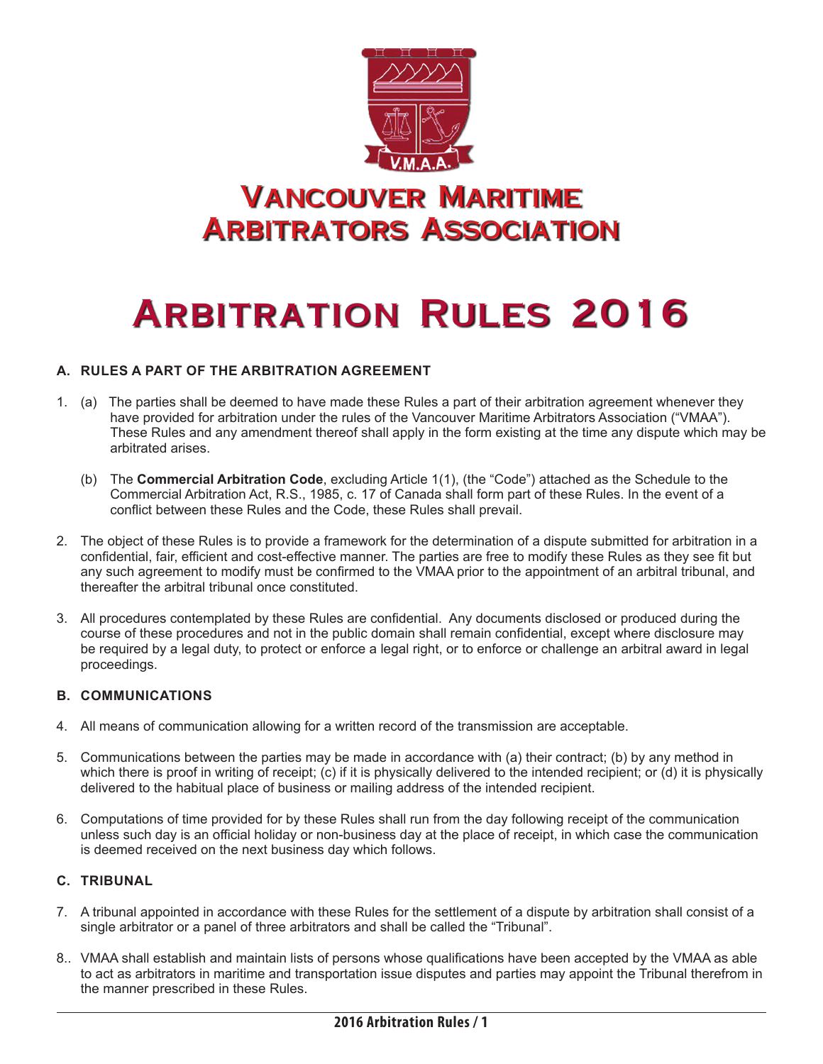# Vancouver Maritime Arbitrators Association

# Arbitration Rules 2016

### A. RULES A PART OF THE ARBITRATION AGREEMENT

1. (a) The parties shall be deemed to have made these Rules a part of their arbitration agreement whenever they have provided for arbitration under the rules of the Vancouver Maritime Arbitrators Association ("VMAA"). These Rules and any amendment thereof shall apply in the form existing at the time any dispute which may be arbitrated arises.

   (b) The **Commercial Arbitration Code**, excluding Article 1(1), (the "Code") attached as the Schedule to the Commercial Arbitration Act, R.S., 1985, c. 17 of Canada shall form part of these Rules. In the event of a conflict between these Rules and the Code, these Rules shall prevail.

2. The object of these Rules is to provide a framework for the determination of a dispute submitted for arbitration in a confidential, fair, efficient and cost-effective manner. The parties are free to modify these Rules as they see fit but any such agreement to modify must be confirmed to the VMAA prior to the appointment of an arbitral tribunal, and thereafter the arbitral tribunal once constituted.

3. All procedures contemplated by these Rules are confidential. Any documents disclosed or produced during the course of these procedures and not in the public domain shall remain confidential, except where disclosure may be required by a legal duty, to protect or enforce a legal right, or to enforce or challenge an arbitral award in legal proceedings.

### B. COMMUNICATIONS

4. All means of communication allowing for a written record of the transmission are acceptable.

5. Communications between the parties may be made in accordance with (a) their contract; (b) by any method in which there is proof in writing of receipt; (c) if it is physically delivered to the intended recipient; or (d) it is physically delivered to the habitual place of business or mailing address of the intended recipient.

6. Computations of time provided for by these Rules shall run from the day following receipt of the communication unless such day is an official holiday or non-business day at the place of receipt, in which case the communication is deemed received on the next business day which follows.

### C. TRIBUNAL

7. A tribunal appointed in accordance with these Rules for the settlement of a dispute by arbitration shall consist of a single arbitrator or a panel of three arbitrators and shall be called the "Tribunal".

8.. VMAA shall establish and maintain lists of persons whose qualifications have been accepted by the VMAA as able to act as arbitrators in maritime and transportation issue disputes and parties may appoint the Tribunal therefrom in the manner prescribed in these Rules.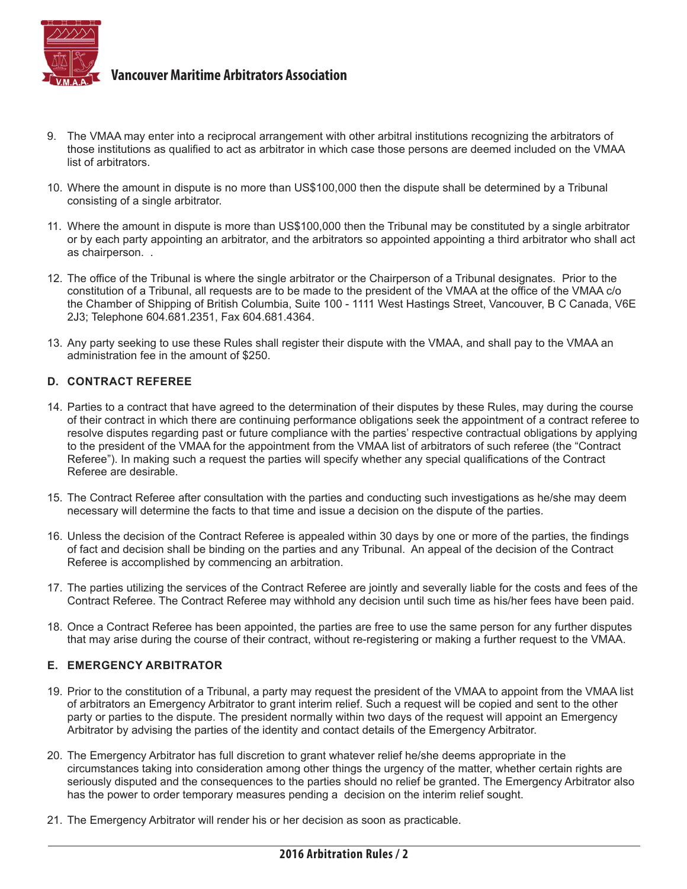9. The VMAA may enter into a reciprocal arrangement with other arbitral institutions recognizing the arbitrators of those institutions as qualified to act as arbitrator in which case those persons are deemed included on the VMAA list of arbitrators.

10. Where the amount in dispute is no more than US$100,000 then the dispute shall be determined by a Tribunal consisting of a single arbitrator.

11. Where the amount in dispute is more than US$100,000 then the Tribunal may be constituted by a single arbitrator or by each party appointing an arbitrator, and the arbitrators so appointed appointing a third arbitrator who shall act as chairperson. .

12. The office of the Tribunal is where the single arbitrator or the Chairperson of a Tribunal designates. Prior to the constitution of a Tribunal, all requests are to be made to the president of the VMAA at the office of the VMAA c/o the Chamber of Shipping of British Columbia, Suite 100 - 1111 West Hastings Street, Vancouver, B C Canada, V6E 2J3; Telephone 604.681.2351, Fax 604.681.4364.

13. Any party seeking to use these Rules shall register their dispute with the VMAA, and shall pay to the VMAA an administration fee in the amount of $250.

### D. CONTRACT REFEREE

14. Parties to a contract that have agreed to the determination of their disputes by these Rules, may during the course of their contract in which there are continuing performance obligations seek the appointment of a contract referee to resolve disputes regarding past or future compliance with the parties' respective contractual obligations by applying to the president of the VMAA for the appointment from the VMAA list of arbitrators of such referee (the "Contract Referee"). In making such a request the parties will specify whether any special qualifications of the Contract Referee are desirable.

15. The Contract Referee after consultation with the parties and conducting such investigations as he/she may deem necessary will determine the facts to that time and issue a decision on the dispute of the parties.

16. Unless the decision of the Contract Referee is appealed within 30 days by one or more of the parties, the findings of fact and decision shall be binding on the parties and any Tribunal. An appeal of the decision of the Contract Referee is accomplished by commencing an arbitration.

17. The parties utilizing the services of the Contract Referee are jointly and severally liable for the costs and fees of the Contract Referee. The Contract Referee may withhold any decision until such time as his/her fees have been paid.

18. Once a Contract Referee has been appointed, the parties are free to use the same person for any further disputes that may arise during the course of their contract, without re-registering or making a further request to the VMAA.

### E. EMERGENCY ARBITRATOR

19. Prior to the constitution of a Tribunal, a party may request the president of the VMAA to appoint from the VMAA list of arbitrators an Emergency Arbitrator to grant interim relief. Such a request will be copied and sent to the other party or parties to the dispute. The president normally within two days of the request will appoint an Emergency Arbitrator by advising the parties of the identity and contact details of the Emergency Arbitrator.

20. The Emergency Arbitrator has full discretion to grant whatever relief he/she deems appropriate in the circumstances taking into consideration among other things the urgency of the matter, whether certain rights are seriously disputed and the consequences to the parties should no relief be granted. The Emergency Arbitrator also has the power to order temporary measures pending a decision on the interim relief sought.

21. The Emergency Arbitrator will render his or her decision as soon as practicable.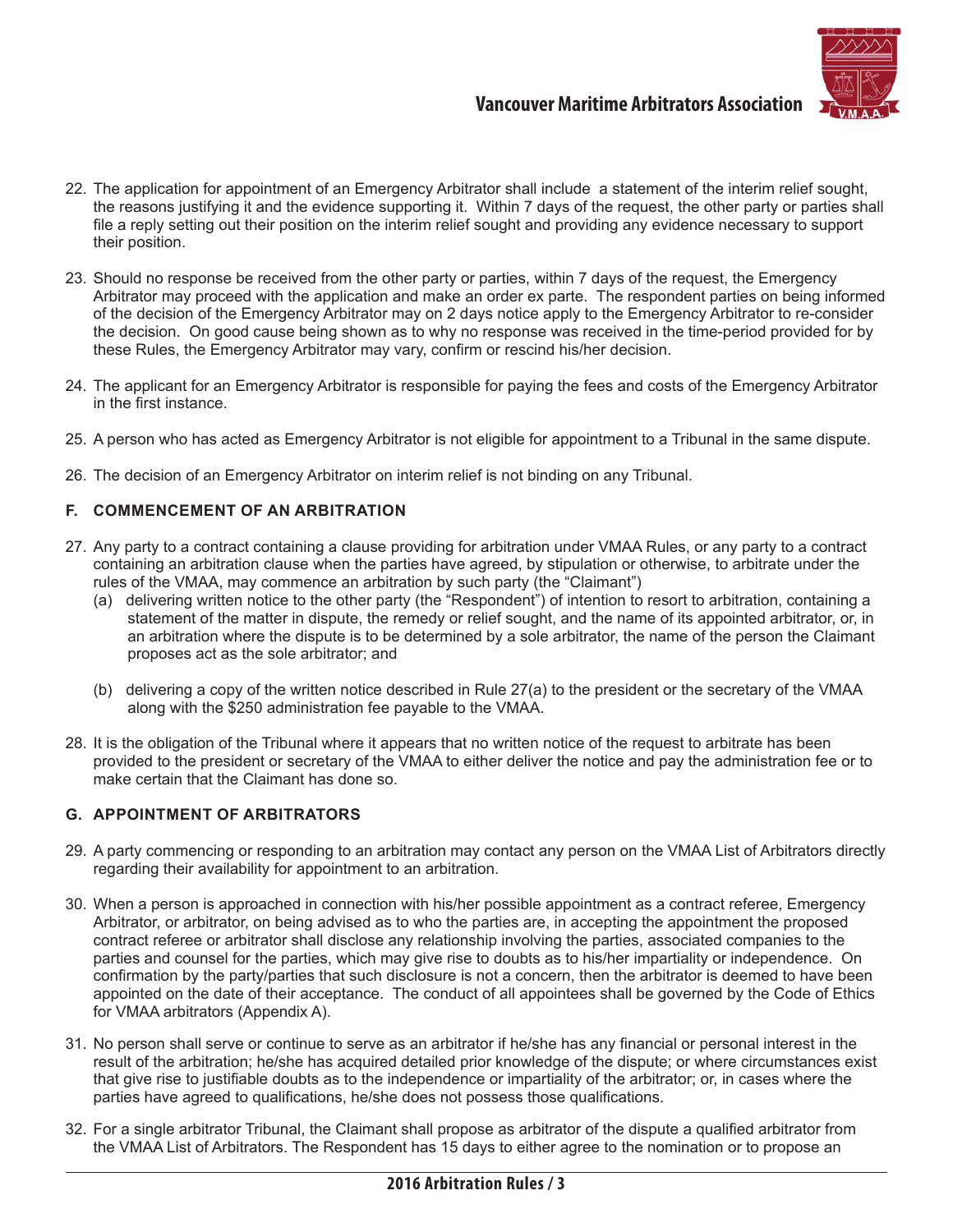22. The application for appointment of an Emergency Arbitrator shall include a statement of the interim relief sought, the reasons justifying it and the evidence supporting it. Within 7 days of the request, the other party or parties shall file a reply setting out their position on the interim relief sought and providing any evidence necessary to support their position.

23. Should no response be received from the other party or parties, within 7 days of the request, the Emergency Arbitrator may proceed with the application and make an order ex parte. The respondent parties on being informed of the decision of the Emergency Arbitrator may on 2 days notice apply to the Emergency Arbitrator to re-consider the decision. On good cause being shown as to why no response was received in the time-period provided for by these Rules, the Emergency Arbitrator may vary, confirm or rescind his/her decision.

24. The applicant for an Emergency Arbitrator is responsible for paying the fees and costs of the Emergency Arbitrator in the first instance.

25. A person who has acted as Emergency Arbitrator is not eligible for appointment to a Tribunal in the same dispute.

26. The decision of an Emergency Arbitrator on interim relief is not binding on any Tribunal.

### F. COMMENCEMENT OF AN ARBITRATION

27. Any party to a contract containing a clause providing for arbitration under VMAA Rules, or any party to a contract containing an arbitration clause when the parties have agreed, by stipulation or otherwise, to arbitrate under the rules of the VMAA, may commence an arbitration by such party (the "Claimant")
    (a) delivering written notice to the other party (the "Respondent") of intention to resort to arbitration, containing a statement of the matter in dispute, the remedy or relief sought, and the name of its appointed arbitrator, or, in an arbitration where the dispute is to be determined by a sole arbitrator, the name of the person the Claimant proposes act as the sole arbitrator; and

    (b) delivering a copy of the written notice described in Rule 27(a) to the president or the secretary of the VMAA along with the $250 administration fee payable to the VMAA.

28. It is the obligation of the Tribunal where it appears that no written notice of the request to arbitrate has been provided to the president or secretary of the VMAA to either deliver the notice and pay the administration fee or to make certain that the Claimant has done so.

### G. APPOINTMENT OF ARBITRATORS

29. A party commencing or responding to an arbitration may contact any person on the VMAA List of Arbitrators directly regarding their availability for appointment to an arbitration.

30. When a person is approached in connection with his/her possible appointment as a contract referee, Emergency Arbitrator, or arbitrator, on being advised as to who the parties are, in accepting the appointment the proposed contract referee or arbitrator shall disclose any relationship involving the parties, associated companies to the parties and counsel for the parties, which may give rise to doubts as to his/her impartiality or independence. On confirmation by the party/parties that such disclosure is not a concern, then the arbitrator is deemed to have been appointed on the date of their acceptance. The conduct of all appointees shall be governed by the Code of Ethics for VMAA arbitrators (Appendix A).

31. No person shall serve or continue to serve as an arbitrator if he/she has any financial or personal interest in the result of the arbitration; he/she has acquired detailed prior knowledge of the dispute; or where circumstances exist that give rise to justifiable doubts as to the independence or impartiality of the arbitrator; or, in cases where the parties have agreed to qualifications, he/she does not possess those qualifications.

32. For a single arbitrator Tribunal, the Claimant shall propose as arbitrator of the dispute a qualified arbitrator from the VMAA List of Arbitrators. The Respondent has 15 days to either agree to the nomination or to propose an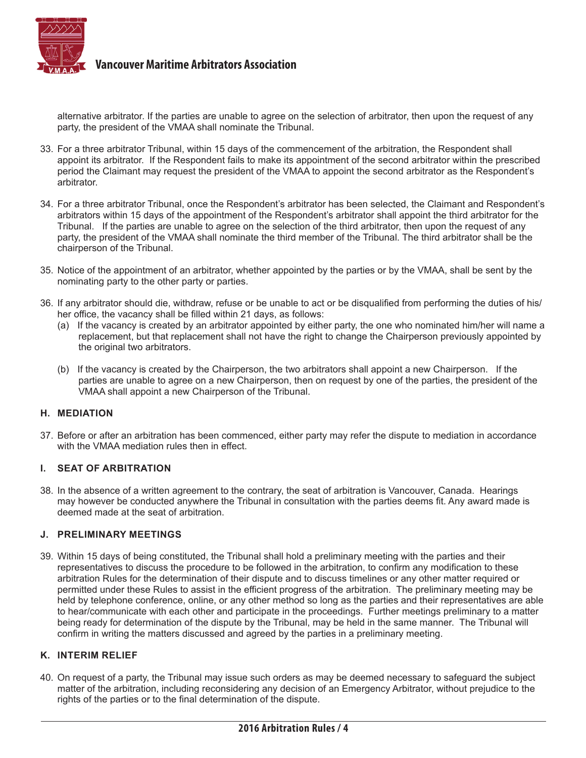alternative arbitrator. If the parties are unable to agree on the selection of arbitrator, then upon the request of any party, the president of the VMAA shall nominate the Tribunal.

33. For a three arbitrator Tribunal, within 15 days of the commencement of the arbitration, the Respondent shall appoint its arbitrator. If the Respondent fails to make its appointment of the second arbitrator within the prescribed period the Claimant may request the president of the VMAA to appoint the second arbitrator as the Respondent's arbitrator.

34. For a three arbitrator Tribunal, once the Respondent's arbitrator has been selected, the Claimant and Respondent's arbitrators within 15 days of the appointment of the Respondent's arbitrator shall appoint the third arbitrator for the Tribunal. If the parties are unable to agree on the selection of the third arbitrator, then upon the request of any party, the president of the VMAA shall nominate the third member of the Tribunal. The third arbitrator shall be the chairperson of the Tribunal.

35. Notice of the appointment of an arbitrator, whether appointed by the parties or by the VMAA, shall be sent by the nominating party to the other party or parties.

36. If any arbitrator should die, withdraw, refuse or be unable to act or be disqualified from performing the duties of his/her office, the vacancy shall be filled within 21 days, as follows:
   (a) If the vacancy is created by an arbitrator appointed by either party, the one who nominated him/her will name a replacement, but that replacement shall not have the right to change the Chairperson previously appointed by the original two arbitrators.

   (b) If the vacancy is created by the Chairperson, the two arbitrators shall appoint a new Chairperson. If the parties are unable to agree on a new Chairperson, then on request by one of the parties, the president of the VMAA shall appoint a new Chairperson of the Tribunal.

## H. MEDIATION

37. Before or after an arbitration has been commenced, either party may refer the dispute to mediation in accordance with the VMAA mediation rules then in effect.

## I. SEAT OF ARBITRATION

38. In the absence of a written agreement to the contrary, the seat of arbitration is Vancouver, Canada. Hearings may however be conducted anywhere the Tribunal in consultation with the parties deems fit. Any award made is deemed made at the seat of arbitration.

## J. PRELIMINARY MEETINGS

39. Within 15 days of being constituted, the Tribunal shall hold a preliminary meeting with the parties and their representatives to discuss the procedure to be followed in the arbitration, to confirm any modification to these arbitration Rules for the determination of their dispute and to discuss timelines or any other matter required or permitted under these Rules to assist in the efficient progress of the arbitration. The preliminary meeting may be held by telephone conference, online, or any other method so long as the parties and their representatives are able to hear/communicate with each other and participate in the proceedings. Further meetings preliminary to a matter being ready for determination of the dispute by the Tribunal, may be held in the same manner. The Tribunal will confirm in writing the matters discussed and agreed by the parties in a preliminary meeting.

## K. INTERIM RELIEF

40. On request of a party, the Tribunal may issue such orders as may be deemed necessary to safeguard the subject matter of the arbitration, including reconsidering any decision of an Emergency Arbitrator, without prejudice to the rights of the parties or to the final determination of the dispute.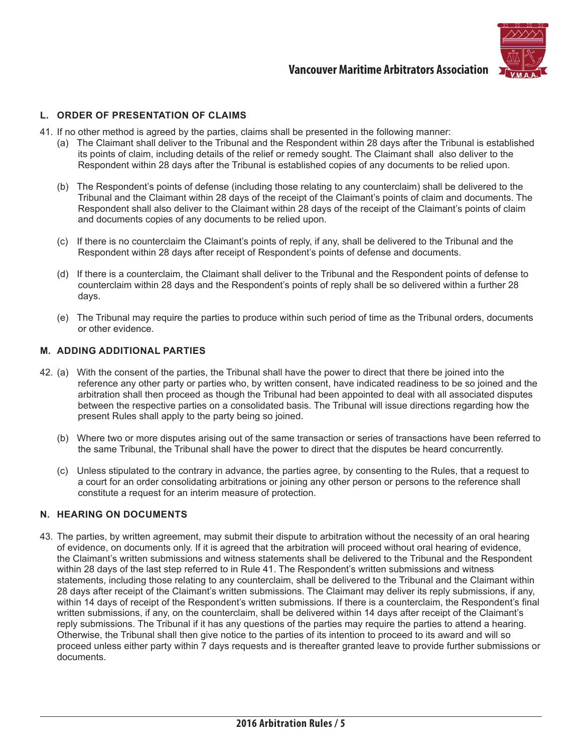## L. ORDER OF PRESENTATION OF CLAIMS

41. If no other method is agreed by the parties, claims shall be presented in the following manner:
    (a) The Claimant shall deliver to the Tribunal and the Respondent within 28 days after the Tribunal is established its points of claim, including details of the relief or remedy sought. The Claimant shall also deliver to the Respondent within 28 days after the Tribunal is established copies of any documents to be relied upon.

    (b) The Respondent's points of defense (including those relating to any counterclaim) shall be delivered to the Tribunal and the Claimant within 28 days of the receipt of the Claimant's points of claim and documents. The Respondent shall also deliver to the Claimant within 28 days of the receipt of the Claimant's points of claim and documents copies of any documents to be relied upon.

    (c) If there is no counterclaim the Claimant's points of reply, if any, shall be delivered to the Tribunal and the Respondent within 28 days after receipt of Respondent's points of defense and documents.

    (d) If there is a counterclaim, the Claimant shall deliver to the Tribunal and the Respondent points of defense to counterclaim within 28 days and the Respondent's points of reply shall be so delivered within a further 28 days.

    (e) The Tribunal may require the parties to produce within such period of time as the Tribunal orders, documents or other evidence.

## M. ADDING ADDITIONAL PARTIES

42. (a) With the consent of the parties, the Tribunal shall have the power to direct that there be joined into the reference any other party or parties who, by written consent, have indicated readiness to be so joined and the arbitration shall then proceed as though the Tribunal had been appointed to deal with all associated disputes between the respective parties on a consolidated basis. The Tribunal will issue directions regarding how the present Rules shall apply to the party being so joined.

    (b) Where two or more disputes arising out of the same transaction or series of transactions have been referred to the same Tribunal, the Tribunal shall have the power to direct that the disputes be heard concurrently.

    (c) Unless stipulated to the contrary in advance, the parties agree, by consenting to the Rules, that a request to a court for an order consolidating arbitrations or joining any other person or persons to the reference shall constitute a request for an interim measure of protection.

## N. HEARING ON DOCUMENTS

43. The parties, by written agreement, may submit their dispute to arbitration without the necessity of an oral hearing of evidence, on documents only. If it is agreed that the arbitration will proceed without oral hearing of evidence, the Claimant's written submissions and witness statements shall be delivered to the Tribunal and the Respondent within 28 days of the last step referred to in Rule 41. The Respondent's written submissions and witness statements, including those relating to any counterclaim, shall be delivered to the Tribunal and the Claimant within 28 days after receipt of the Claimant's written submissions. The Claimant may deliver its reply submissions, if any, within 14 days of receipt of the Respondent's written submissions. If there is a counterclaim, the Respondent's final written submissions, if any, on the counterclaim, shall be delivered within 14 days after receipt of the Claimant's reply submissions. The Tribunal if it has any questions of the parties may require the parties to attend a hearing. Otherwise, the Tribunal shall then give notice to the parties of its intention to proceed to its award and will so proceed unless either party within 7 days requests and is thereafter granted leave to provide further submissions or documents.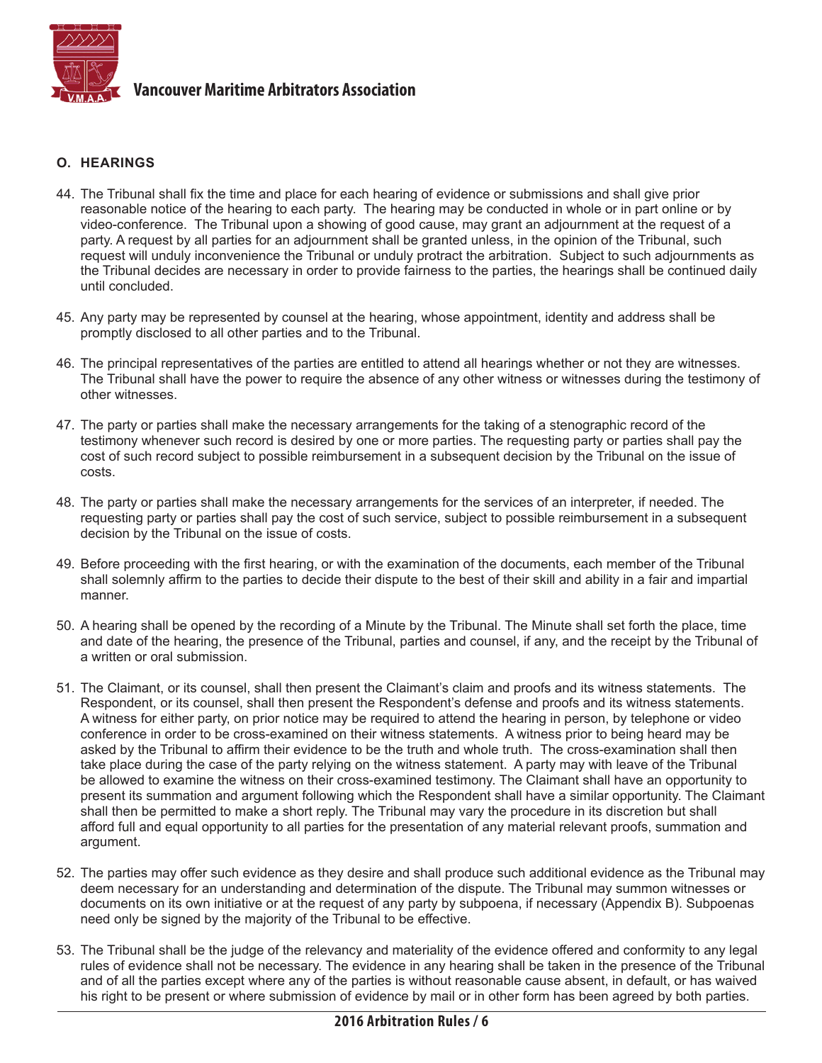## O. HEARINGS

44. The Tribunal shall fix the time and place for each hearing of evidence or submissions and shall give prior reasonable notice of the hearing to each party. The hearing may be conducted in whole or in part online or by video-conference. The Tribunal upon a showing of good cause, may grant an adjournment at the request of a party. A request by all parties for an adjournment shall be granted unless, in the opinion of the Tribunal, such request will unduly inconvenience the Tribunal or unduly protract the arbitration. Subject to such adjournments as the Tribunal decides are necessary in order to provide fairness to the parties, the hearings shall be continued daily until concluded.

45. Any party may be represented by counsel at the hearing, whose appointment, identity and address shall be promptly disclosed to all other parties and to the Tribunal.

46. The principal representatives of the parties are entitled to attend all hearings whether or not they are witnesses. The Tribunal shall have the power to require the absence of any other witness or witnesses during the testimony of other witnesses.

47. The party or parties shall make the necessary arrangements for the taking of a stenographic record of the testimony whenever such record is desired by one or more parties. The requesting party or parties shall pay the cost of such record subject to possible reimbursement in a subsequent decision by the Tribunal on the issue of costs.

48. The party or parties shall make the necessary arrangements for the services of an interpreter, if needed. The requesting party or parties shall pay the cost of such service, subject to possible reimbursement in a subsequent decision by the Tribunal on the issue of costs.

49. Before proceeding with the first hearing, or with the examination of the documents, each member of the Tribunal shall solemnly affirm to the parties to decide their dispute to the best of their skill and ability in a fair and impartial manner.

50. A hearing shall be opened by the recording of a Minute by the Tribunal. The Minute shall set forth the place, time and date of the hearing, the presence of the Tribunal, parties and counsel, if any, and the receipt by the Tribunal of a written or oral submission.

51. The Claimant, or its counsel, shall then present the Claimant's claim and proofs and its witness statements. The Respondent, or its counsel, shall then present the Respondent's defense and proofs and its witness statements. A witness for either party, on prior notice may be required to attend the hearing in person, by telephone or video conference in order to be cross-examined on their witness statements. A witness prior to being heard may be asked by the Tribunal to affirm their evidence to be the truth and whole truth. The cross-examination shall then take place during the case of the party relying on the witness statement. A party may with leave of the Tribunal be allowed to examine the witness on their cross-examined testimony. The Claimant shall have an opportunity to present its summation and argument following which the Respondent shall have a similar opportunity. The Claimant shall then be permitted to make a short reply. The Tribunal may vary the procedure in its discretion but shall afford full and equal opportunity to all parties for the presentation of any material relevant proofs, summation and argument.

52. The parties may offer such evidence as they desire and shall produce such additional evidence as the Tribunal may deem necessary for an understanding and determination of the dispute. The Tribunal may summon witnesses or documents on its own initiative or at the request of any party by subpoena, if necessary (Appendix B). Subpoenas need only be signed by the majority of the Tribunal to be effective.

53. The Tribunal shall be the judge of the relevancy and materiality of the evidence offered and conformity to any legal rules of evidence shall not be necessary. The evidence in any hearing shall be taken in the presence of the Tribunal and of all the parties except where any of the parties is without reasonable cause absent, in default, or has waived his right to be present or where submission of evidence by mail or in other form has been agreed by both parties.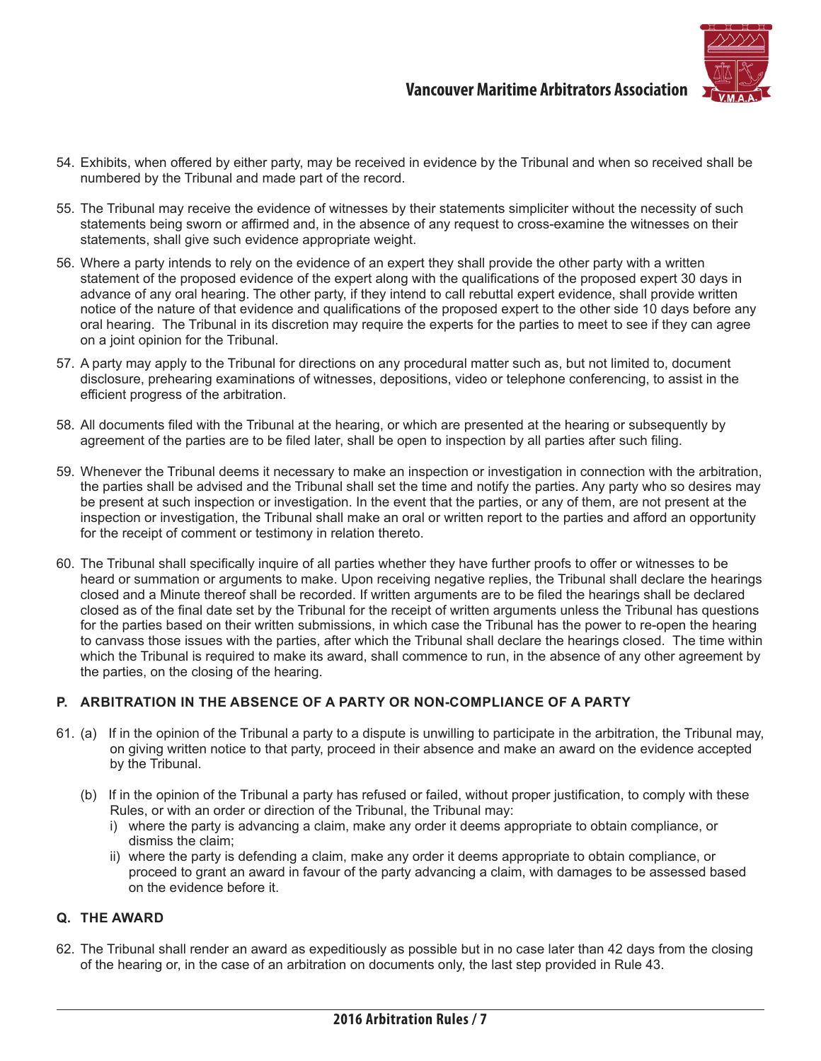54. Exhibits, when offered by either party, may be received in evidence by the Tribunal and when so received shall be numbered by the Tribunal and made part of the record.

55. The Tribunal may receive the evidence of witnesses by their statements simpliciter without the necessity of such statements being sworn or affirmed and, in the absence of any request to cross-examine the witnesses on their statements, shall give such evidence appropriate weight.

56. Where a party intends to rely on the evidence of an expert they shall provide the other party with a written statement of the proposed evidence of the expert along with the qualifications of the proposed expert 30 days in advance of any oral hearing. The other party, if they intend to call rebuttal expert evidence, shall provide written notice of the nature of that evidence and qualifications of the proposed expert to the other side 10 days before any oral hearing. The Tribunal in its discretion may require the experts for the parties to meet to see if they can agree on a joint opinion for the Tribunal.

57. A party may apply to the Tribunal for directions on any procedural matter such as, but not limited to, document disclosure, prehearing examinations of witnesses, depositions, video or telephone conferencing, to assist in the efficient progress of the arbitration.

58. All documents filed with the Tribunal at the hearing, or which are presented at the hearing or subsequently by agreement of the parties are to be filed later, shall be open to inspection by all parties after such filing.

59. Whenever the Tribunal deems it necessary to make an inspection or investigation in connection with the arbitration, the parties shall be advised and the Tribunal shall set the time and notify the parties. Any party who so desires may be present at such inspection or investigation. In the event that the parties, or any of them, are not present at the inspection or investigation, the Tribunal shall make an oral or written report to the parties and afford an opportunity for the receipt of comment or testimony in relation thereto.

60. The Tribunal shall specifically inquire of all parties whether they have further proofs to offer or witnesses to be heard or summation or arguments to make. Upon receiving negative replies, the Tribunal shall declare the hearings closed and a Minute thereof shall be recorded. If written arguments are to be filed the hearings shall be declared closed as of the final date set by the Tribunal for the receipt of written arguments unless the Tribunal has questions for the parties based on their written submissions, in which case the Tribunal has the power to re-open the hearing to canvass those issues with the parties, after which the Tribunal shall declare the hearings closed. The time within which the Tribunal is required to make its award, shall commence to run, in the absence of any other agreement by the parties, on the closing of the hearing.

## P. ARBITRATION IN THE ABSENCE OF A PARTY OR NON-COMPLIANCE OF A PARTY

61. (a) If in the opinion of the Tribunal a party to a dispute is unwilling to participate in the arbitration, the Tribunal may, on giving written notice to that party, proceed in their absence and make an award on the evidence accepted by the Tribunal.

    (b) If in the opinion of the Tribunal a party has refused or failed, without proper justification, to comply with these Rules, or with an order or direction of the Tribunal, the Tribunal may:
    
    i) where the party is advancing a claim, make any order it deems appropriate to obtain compliance, or dismiss the claim;
    
    ii) where the party is defending a claim, make any order it deems appropriate to obtain compliance, or proceed to grant an award in favour of the party advancing a claim, with damages to be assessed based on the evidence before it.

## Q. THE AWARD

62. The Tribunal shall render an award as expeditiously as possible but in no case later than 42 days from the closing of the hearing or, in the case of an arbitration on documents only, the last step provided in Rule 43.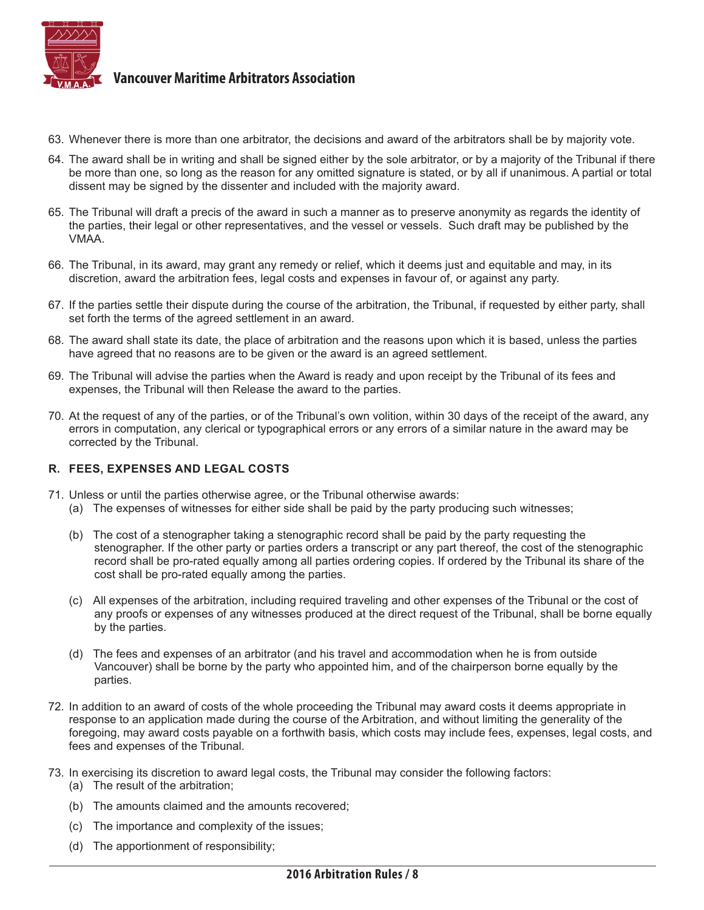63. Whenever there is more than one arbitrator, the decisions and award of the arbitrators shall be by majority vote.

64. The award shall be in writing and shall be signed either by the sole arbitrator, or by a majority of the Tribunal if there be more than one, so long as the reason for any omitted signature is stated, or by all if unanimous. A partial or total dissent may be signed by the dissenter and included with the majority award.

65. The Tribunal will draft a precis of the award in such a manner as to preserve anonymity as regards the identity of the parties, their legal or other representatives, and the vessel or vessels. Such draft may be published by the VMAA.

66. The Tribunal, in its award, may grant any remedy or relief, which it deems just and equitable and may, in its discretion, award the arbitration fees, legal costs and expenses in favour of, or against any party.

67. If the parties settle their dispute during the course of the arbitration, the Tribunal, if requested by either party, shall set forth the terms of the agreed settlement in an award.

68. The award shall state its date, the place of arbitration and the reasons upon which it is based, unless the parties have agreed that no reasons are to be given or the award is an agreed settlement.

69. The Tribunal will advise the parties when the Award is ready and upon receipt by the Tribunal of its fees and expenses, the Tribunal will then Release the award to the parties.

70. At the request of any of the parties, or of the Tribunal's own volition, within 30 days of the receipt of the award, any errors in computation, any clerical or typographical errors or any errors of a similar nature in the award may be corrected by the Tribunal.

## R. FEES, EXPENSES AND LEGAL COSTS

71. Unless or until the parties otherwise agree, or the Tribunal otherwise awards:
   (a) The expenses of witnesses for either side shall be paid by the party producing such witnesses;

   (b) The cost of a stenographer taking a stenographic record shall be paid by the party requesting the stenographer. If the other party or parties orders a transcript or any part thereof, the cost of the stenographic record shall be pro-rated equally among all parties ordering copies. If ordered by the Tribunal its share of the cost shall be pro-rated equally among the parties.

   (c) All expenses of the arbitration, including required traveling and other expenses of the Tribunal or the cost of any proofs or expenses of any witnesses produced at the direct request of the Tribunal, shall be borne equally by the parties.

   (d) The fees and expenses of an arbitrator (and his travel and accommodation when he is from outside Vancouver) shall be borne by the party who appointed him, and of the chairperson borne equally by the parties.

72. In addition to an award of costs of the whole proceeding the Tribunal may award costs it deems appropriate in response to an application made during the course of the Arbitration, and without limiting the generality of the foregoing, may award costs payable on a forthwith basis, which costs may include fees, expenses, legal costs, and fees and expenses of the Tribunal.

73. In exercising its discretion to award legal costs, the Tribunal may consider the following factors:
   (a) The result of the arbitration;

   (b) The amounts claimed and the amounts recovered;

   (c) The importance and complexity of the issues;

   (d) The apportionment of responsibility;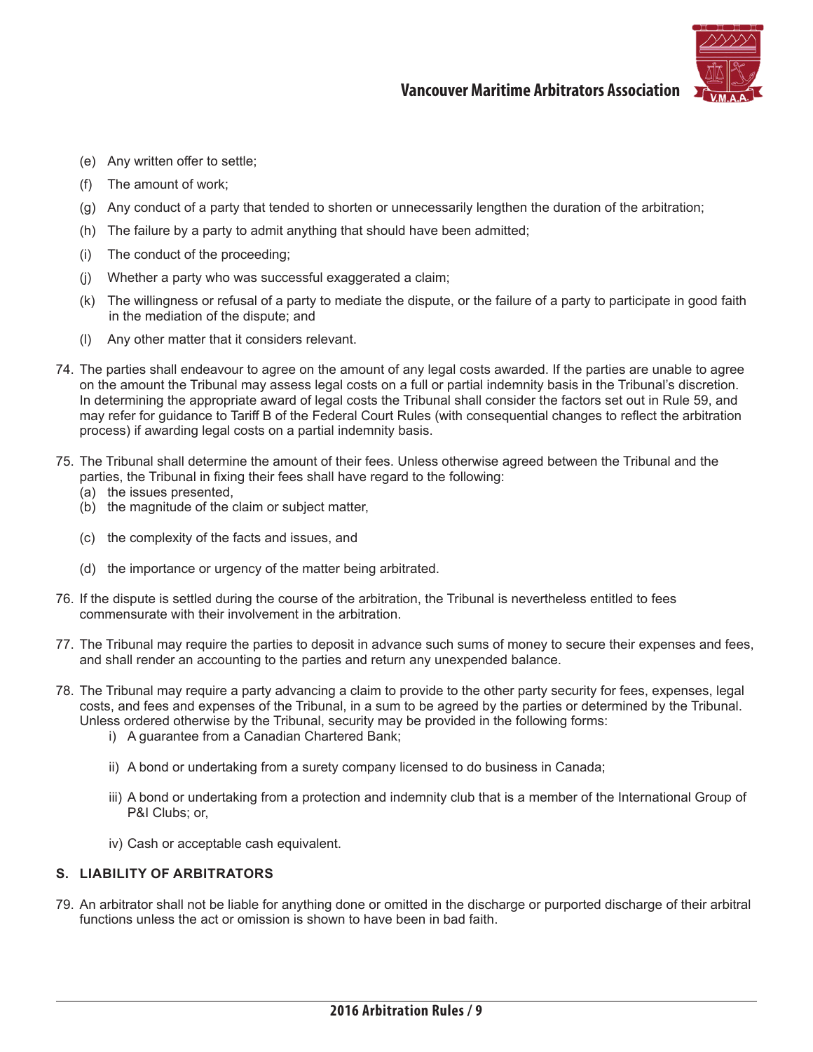(e) Any written offer to settle;

(f) The amount of work;

(g) Any conduct of a party that tended to shorten or unnecessarily lengthen the duration of the arbitration;

(h) The failure by a party to admit anything that should have been admitted;

(i) The conduct of the proceeding;

(j) Whether a party who was successful exaggerated a claim;

(k) The willingness or refusal of a party to mediate the dispute, or the failure of a party to participate in good faith in the mediation of the dispute; and

(l) Any other matter that it considers relevant.

74. The parties shall endeavour to agree on the amount of any legal costs awarded. If the parties are unable to agree on the amount the Tribunal may assess legal costs on a full or partial indemnity basis in the Tribunal's discretion. In determining the appropriate award of legal costs the Tribunal shall consider the factors set out in Rule 59, and may refer for guidance to Tariff B of the Federal Court Rules (with consequential changes to reflect the arbitration process) if awarding legal costs on a partial indemnity basis.

75. The Tribunal shall determine the amount of their fees. Unless otherwise agreed between the Tribunal and the parties, the Tribunal in fixing their fees shall have regard to the following:
    (a) the issues presented,
    (b) the magnitude of the claim or subject matter,
    (c) the complexity of the facts and issues, and
    (d) the importance or urgency of the matter being arbitrated.

76. If the dispute is settled during the course of the arbitration, the Tribunal is nevertheless entitled to fees commensurate with their involvement in the arbitration.

77. The Tribunal may require the parties to deposit in advance such sums of money to secure their expenses and fees, and shall render an accounting to the parties and return any unexpended balance.

78. The Tribunal may require a party advancing a claim to provide to the other party security for fees, expenses, legal costs, and fees and expenses of the Tribunal, in a sum to be agreed by the parties or determined by the Tribunal. Unless ordered otherwise by the Tribunal, security may be provided in the following forms:
    i) A guarantee from a Canadian Chartered Bank;
    ii) A bond or undertaking from a surety company licensed to do business in Canada;
    iii) A bond or undertaking from a protection and indemnity club that is a member of the International Group of P&I Clubs; or,
    iv) Cash or acceptable cash equivalent.

### S. LIABILITY OF ARBITRATORS

79. An arbitrator shall not be liable for anything done or omitted in the discharge or purported discharge of their arbitral functions unless the act or omission is shown to have been in bad faith.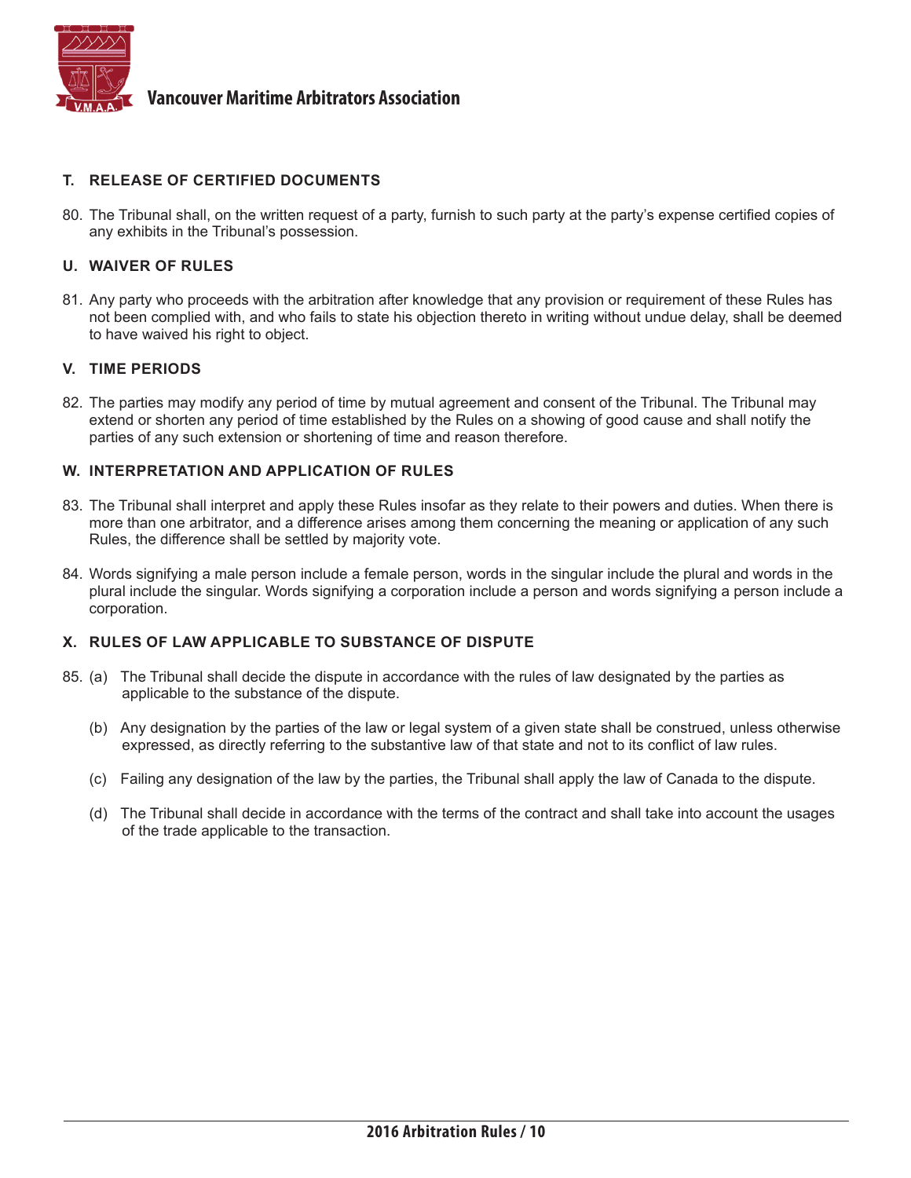### T. RELEASE OF CERTIFIED DOCUMENTS

80. The Tribunal shall, on the written request of a party, furnish to such party at the party's expense certified copies of any exhibits in the Tribunal's possession.

### U. WAIVER OF RULES

81. Any party who proceeds with the arbitration after knowledge that any provision or requirement of these Rules has not been complied with, and who fails to state his objection thereto in writing without undue delay, shall be deemed to have waived his right to object.

### V. TIME PERIODS

82. The parties may modify any period of time by mutual agreement and consent of the Tribunal. The Tribunal may extend or shorten any period of time established by the Rules on a showing of good cause and shall notify the parties of any such extension or shortening of time and reason therefore.

### W. INTERPRETATION AND APPLICATION OF RULES

83. The Tribunal shall interpret and apply these Rules insofar as they relate to their powers and duties. When there is more than one arbitrator, and a difference arises among them concerning the meaning or application of any such Rules, the difference shall be settled by majority vote.

84. Words signifying a male person include a female person, words in the singular include the plural and words in the plural include the singular. Words signifying a corporation include a person and words signifying a person include a corporation.

### X. RULES OF LAW APPLICABLE TO SUBSTANCE OF DISPUTE

85. (a) The Tribunal shall decide the dispute in accordance with the rules of law designated by the parties as applicable to the substance of the dispute.

    (b) Any designation by the parties of the law or legal system of a given state shall be construed, unless otherwise expressed, as directly referring to the substantive law of that state and not to its conflict of law rules.

    (c) Failing any designation of the law by the parties, the Tribunal shall apply the law of Canada to the dispute.

    (d) The Tribunal shall decide in accordance with the terms of the contract and shall take into account the usages of the trade applicable to the transaction.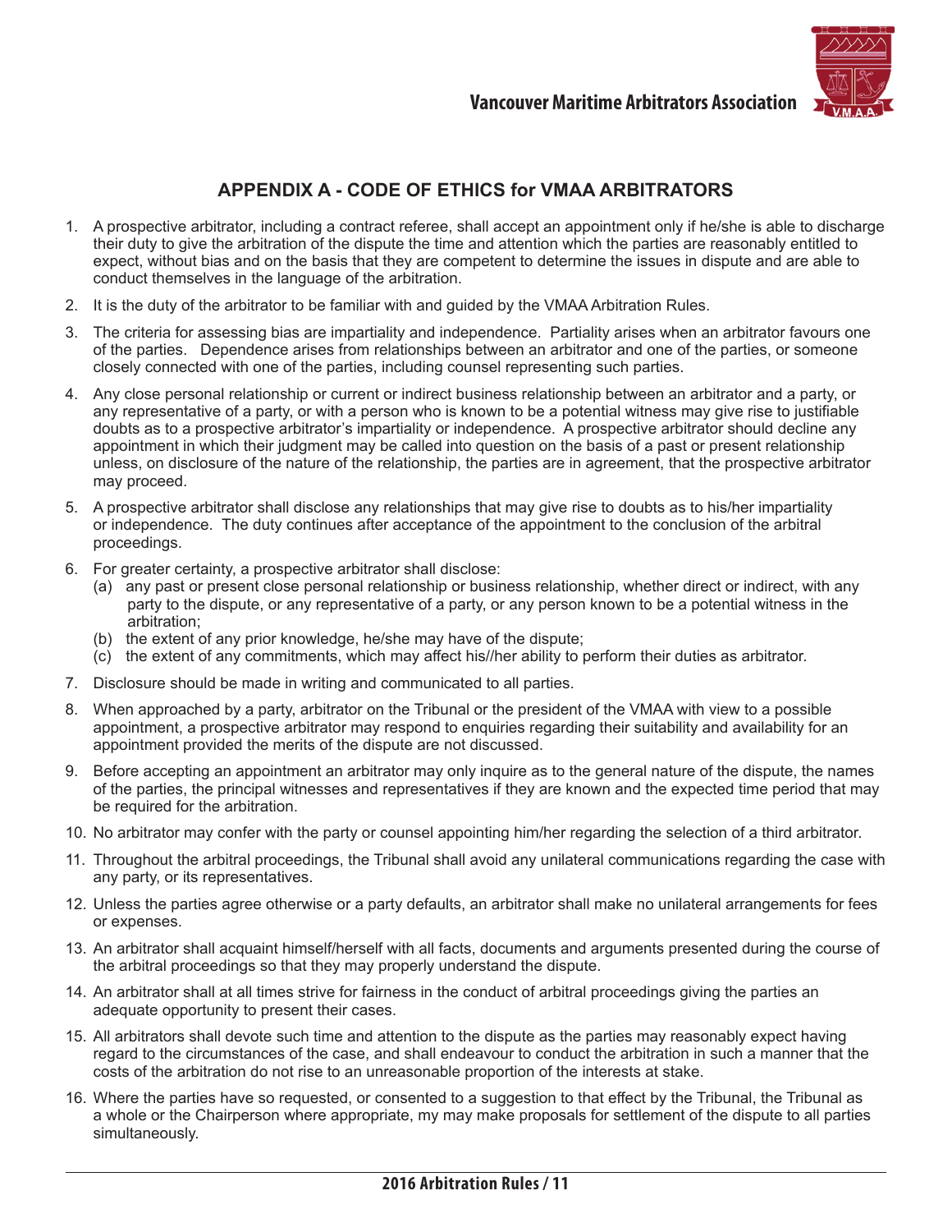# APPENDIX A - CODE OF ETHICS for VMAA ARBITRATORS

1. A prospective arbitrator, including a contract referee, shall accept an appointment only if he/she is able to discharge their duty to give the arbitration of the dispute the time and attention which the parties are reasonably entitled to expect, without bias and on the basis that they are competent to determine the issues in dispute and are able to conduct themselves in the language of the arbitration.
2. It is the duty of the arbitrator to be familiar with and guided by the VMAA Arbitration Rules.
3. The criteria for assessing bias are impartiality and independence. Partiality arises when an arbitrator favours one of the parties. Dependence arises from relationships between an arbitrator and one of the parties, or someone closely connected with one of the parties, including counsel representing such parties.
4. Any close personal relationship or current or indirect business relationship between an arbitrator and a party, or any representative of a party, or with a person who is known to be a potential witness may give rise to justifiable doubts as to a prospective arbitrator's impartiality or independence. A prospective arbitrator should decline any appointment in which their judgment may be called into question on the basis of a past or present relationship unless, on disclosure of the nature of the relationship, the parties are in agreement, that the prospective arbitrator may proceed.
5. A prospective arbitrator shall disclose any relationships that may give rise to doubts as to his/her impartiality or independence. The duty continues after acceptance of the appointment to the conclusion of the arbitral proceedings.
6. For greater certainty, a prospective arbitrator shall disclose:
   (a) any past or present close personal relationship or business relationship, whether direct or indirect, with any party to the dispute, or any representative of a party, or any person known to be a potential witness in the arbitration;
   (b) the extent of any prior knowledge, he/she may have of the dispute;
   (c) the extent of any commitments, which may affect his//her ability to perform their duties as arbitrator.
7. Disclosure should be made in writing and communicated to all parties.
8. When approached by a party, arbitrator on the Tribunal or the president of the VMAA with view to a possible appointment, a prospective arbitrator may respond to enquiries regarding their suitability and availability for an appointment provided the merits of the dispute are not discussed.
9. Before accepting an appointment an arbitrator may only inquire as to the general nature of the dispute, the names of the parties, the principal witnesses and representatives if they are known and the expected time period that may be required for the arbitration.
10. No arbitrator may confer with the party or counsel appointing him/her regarding the selection of a third arbitrator.
11. Throughout the arbitral proceedings, the Tribunal shall avoid any unilateral communications regarding the case with any party, or its representatives.
12. Unless the parties agree otherwise or a party defaults, an arbitrator shall make no unilateral arrangements for fees or expenses.
13. An arbitrator shall acquaint himself/herself with all facts, documents and arguments presented during the course of the arbitral proceedings so that they may properly understand the dispute.
14. An arbitrator shall at all times strive for fairness in the conduct of arbitral proceedings giving the parties an adequate opportunity to present their cases.
15. All arbitrators shall devote such time and attention to the dispute as the parties may reasonably expect having regard to the circumstances of the case, and shall endeavour to conduct the arbitration in such a manner that the costs of the arbitration do not rise to an unreasonable proportion of the interests at stake.
16. Where the parties have so requested, or consented to a suggestion to that effect by the Tribunal, the Tribunal as a whole or the Chairperson where appropriate, my may make proposals for settlement of the dispute to all parties simultaneously.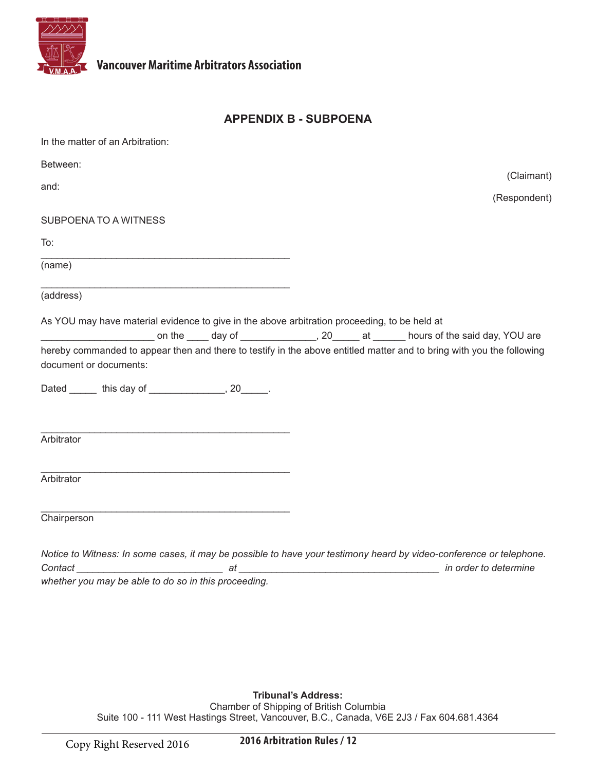Vancouver Maritime Arbitrators Association

## APPENDIX B - SUBPOENA

In the matter of an Arbitration:

Between:

(Claimant)

and:

(Respondent)

SUBPOENA TO A WITNESS

To:

_______________________________________________

(name)

_______________________________________________

(address)

As YOU may have material evidence to give in the above arbitration proceeding, to be held at _____________________ on the ____ day of ______________, 20_____ at ______ hours of the said day, YOU are hereby commanded to appear then and there to testify in the above entitled matter and to bring with you the following document or documents:

Dated _____ this day of ______________, 20_____.

_______________________________________________

Arbitrator

_______________________________________________

Arbitrator

_______________________________________________

Chairperson

*Notice to Witness: In some cases, it may be possible to have your testimony heard by video-conference or telephone. Contact ___________________________ at ______________________________________ in order to determine whether you may be able to do so in this proceeding.*

**Tribunal's Address:**
Chamber of Shipping of British Columbia
Suite 100 - 111 West Hastings Street, Vancouver, B.C., Canada, V6E 2J3 / Fax 604.681.4364

Copy Right Reserved 2016